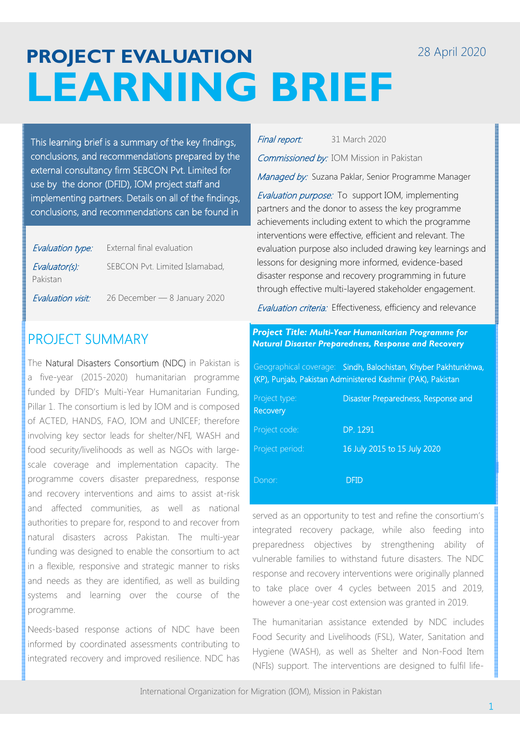28 April 2020

# PROJECT EVALUATION
# LEARNING BRIEF

This learning brief is a summary of the key findings, conclusions, and recommendations prepared by the external consultancy firm SEBCON Pvt. Limited for use by the donor (DFID), IOM project staff and implementing partners. Details on all of the findings, conclusions, and recommendations can be found in

*Evaluation type:* External final evaluation

*Evaluator(s):* SEBCON Pvt. Limited Islamabad, Pakistan

*Evaluation visit:* 26 December — 8 January 2020

*Final report:* 31 March 2020

*Commissioned by:* IOM Mission in Pakistan

*Managed by:* Suzana Paklar, Senior Programme Manager

*Evaluation purpose:* To support IOM, implementing partners and the donor to assess the key programme achievements including extent to which the programme interventions were effective, efficient and relevant. The evaluation purpose also included drawing key learnings and lessons for designing more informed, evidence-based disaster response and recovery programming in future through effective multi-layered stakeholder engagement.

*Evaluation criteria:* Effectiveness, efficiency and relevance

**Project Title: *Multi-Year Humanitarian Programme for Natural Disaster Preparedness, Response and Recovery***

| | |
|---|---|
| Geographical coverage: | Sindh, Balochistan, Khyber Pakhtunkhwa, (KP), Punjab, Pakistan Administered Kashmir (PAK), Pakistan |
| Project type: | Disaster Preparedness, Response and Recovery |
| Project code: | DP. 1291 |
| Project period: | 16 July 2015 to 15 July 2020 |
| Donor: | DFID |

## PROJECT SUMMARY

The Natural Disasters Consortium (NDC) in Pakistan is a five-year (2015-2020) humanitarian programme funded by DFID's Multi-Year Humanitarian Funding, Pillar 1. The consortium is led by IOM and is composed of ACTED, HANDS, FAO, IOM and UNICEF; therefore involving key sector leads for shelter/NFI, WASH and food security/livelihoods as well as NGOs with large-scale coverage and implementation capacity. The programme covers disaster preparedness, response and recovery interventions and aims to assist at-risk and affected communities, as well as national authorities to prepare for, respond to and recover from natural disasters across Pakistan. The multi-year funding was designed to enable the consortium to act in a flexible, responsive and strategic manner to risks and needs as they are identified, as well as building systems and learning over the course of the programme.

Needs-based response actions of NDC have been informed by coordinated assessments contributing to integrated recovery and improved resilience. NDC has served as an opportunity to test and refine the consortium's integrated recovery package, while also feeding into preparedness objectives by strengthening ability of vulnerable families to withstand future disasters. The NDC response and recovery interventions were originally planned to take place over 4 cycles between 2015 and 2019, however a one-year cost extension was granted in 2019.

The humanitarian assistance extended by NDC includes Food Security and Livelihoods (FSL), Water, Sanitation and Hygiene (WASH), as well as Shelter and Non-Food Item (NFIs) support. The interventions are designed to fulfil life-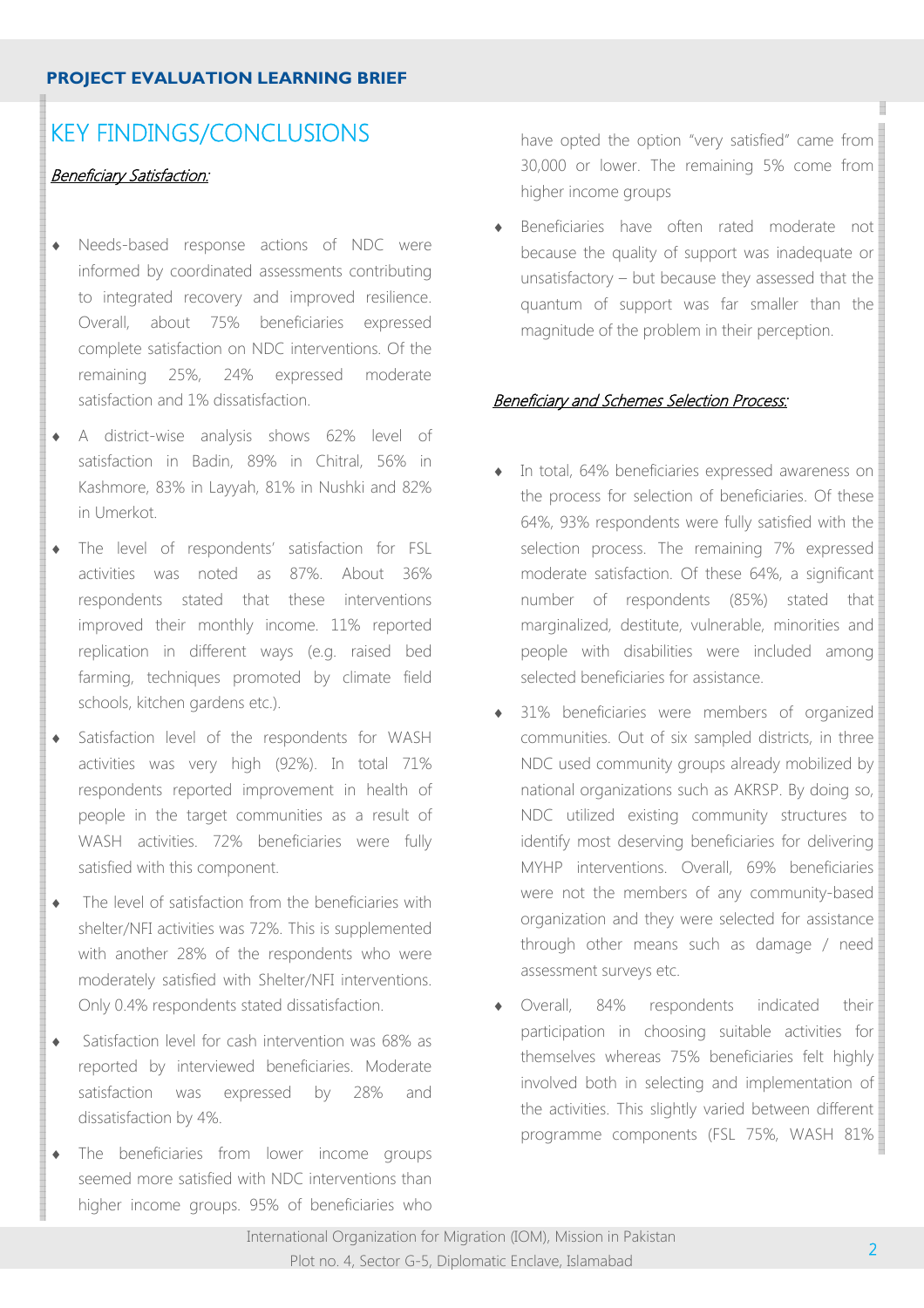## KEY FINDINGS/CONCLUSIONS

### *Beneficiary Satisfaction:*

- Needs-based response actions of NDC were informed by coordinated assessments contributing to integrated recovery and improved resilience. Overall, about 75% beneficiaries expressed complete satisfaction on NDC interventions. Of the remaining 25%, 24% expressed moderate satisfaction and 1% dissatisfaction.
- A district-wise analysis shows 62% level of satisfaction in Badin, 89% in Chitral, 56% in Kashmore, 83% in Layyah, 81% in Nushki and 82% in Umerkot.
- The level of respondents' satisfaction for FSL activities was noted as 87%. About 36% respondents stated that these interventions improved their monthly income. 11% reported replication in different ways (e.g. raised bed farming, techniques promoted by climate field schools, kitchen gardens etc.).
- Satisfaction level of the respondents for WASH activities was very high (92%). In total 71% respondents reported improvement in health of people in the target communities as a result of WASH activities. 72% beneficiaries were fully satisfied with this component.
- The level of satisfaction from the beneficiaries with shelter/NFI activities was 72%. This is supplemented with another 28% of the respondents who were moderately satisfied with Shelter/NFI interventions. Only 0.4% respondents stated dissatisfaction.
- Satisfaction level for cash intervention was 68% as reported by interviewed beneficiaries. Moderate satisfaction was expressed by 28% and dissatisfaction by 4%.
- The beneficiaries from lower income groups seemed more satisfied with NDC interventions than higher income groups. 95% of beneficiaries who have opted the option "very satisfied" came from 30,000 or lower. The remaining 5% come from higher income groups
- Beneficiaries have often rated moderate not because the quality of support was inadequate or unsatisfactory – but because they assessed that the quantum of support was far smaller than the magnitude of the problem in their perception.

### *Beneficiary and Schemes Selection Process:*

- In total, 64% beneficiaries expressed awareness on the process for selection of beneficiaries. Of these 64%, 93% respondents were fully satisfied with the selection process. The remaining 7% expressed moderate satisfaction. Of these 64%, a significant number of respondents (85%) stated that marginalized, destitute, vulnerable, minorities and people with disabilities were included among selected beneficiaries for assistance.
- 31% beneficiaries were members of organized communities. Out of six sampled districts, in three NDC used community groups already mobilized by national organizations such as AKRSP. By doing so, NDC utilized existing community structures to identify most deserving beneficiaries for delivering MYHP interventions. Overall, 69% beneficiaries were not the members of any community-based organization and they were selected for assistance through other means such as damage / need assessment surveys etc.
- Overall, 84% respondents indicated their participation in choosing suitable activities for themselves whereas 75% beneficiaries felt highly involved both in selecting and implementation of the activities. This slightly varied between different programme components (FSL 75%, WASH 81%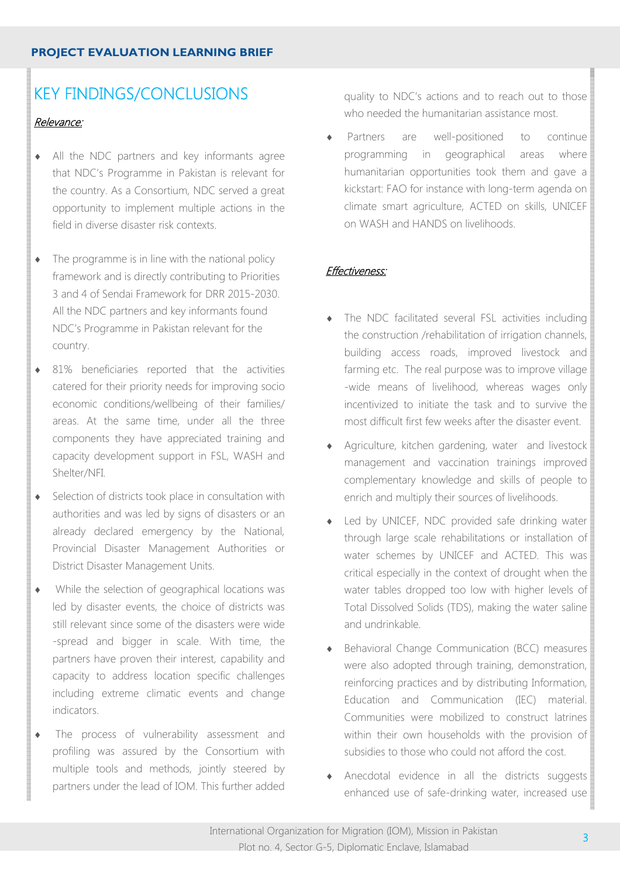## KEY FINDINGS/CONCLUSIONS

*Relevance:*

- All the NDC partners and key informants agree that NDC's Programme in Pakistan is relevant for the country. As a Consortium, NDC served a great opportunity to implement multiple actions in the field in diverse disaster risk contexts.
- The programme is in line with the national policy framework and is directly contributing to Priorities 3 and 4 of Sendai Framework for DRR 2015-2030. All the NDC partners and key informants found NDC's Programme in Pakistan relevant for the country.
- 81% beneficiaries reported that the activities catered for their priority needs for improving socio economic conditions/wellbeing of their families/ areas. At the same time, under all the three components they have appreciated training and capacity development support in FSL, WASH and Shelter/NFI.
- Selection of districts took place in consultation with authorities and was led by signs of disasters or an already declared emergency by the National, Provincial Disaster Management Authorities or District Disaster Management Units.
- While the selection of geographical locations was led by disaster events, the choice of districts was still relevant since some of the disasters were wide-spread and bigger in scale. With time, the partners have proven their interest, capability and capacity to address location specific challenges including extreme climatic events and change indicators.
- The process of vulnerability assessment and profiling was assured by the Consortium with multiple tools and methods, jointly steered by partners under the lead of IOM. This further added quality to NDC's actions and to reach out to those who needed the humanitarian assistance most.
- Partners are well-positioned to continue programming in geographical areas where humanitarian opportunities took them and gave a kickstart: FAO for instance with long-term agenda on climate smart agriculture, ACTED on skills, UNICEF on WASH and HANDS on livelihoods.

*Effectiveness:*

- The NDC facilitated several FSL activities including the construction /rehabilitation of irrigation channels, building access roads, improved livestock and farming etc. The real purpose was to improve village-wide means of livelihood, whereas wages only incentivized to initiate the task and to survive the most difficult first few weeks after the disaster event.
- Agriculture, kitchen gardening, water and livestock management and vaccination trainings improved complementary knowledge and skills of people to enrich and multiply their sources of livelihoods.
- Led by UNICEF, NDC provided safe drinking water through large scale rehabilitations or installation of water schemes by UNICEF and ACTED. This was critical especially in the context of drought when the water tables dropped too low with higher levels of Total Dissolved Solids (TDS), making the water saline and undrinkable.
- Behavioral Change Communication (BCC) measures were also adopted through training, demonstration, reinforcing practices and by distributing Information, Education and Communication (IEC) material. Communities were mobilized to construct latrines within their own households with the provision of subsidies to those who could not afford the cost.
- Anecdotal evidence in all the districts suggests enhanced use of safe-drinking water, increased use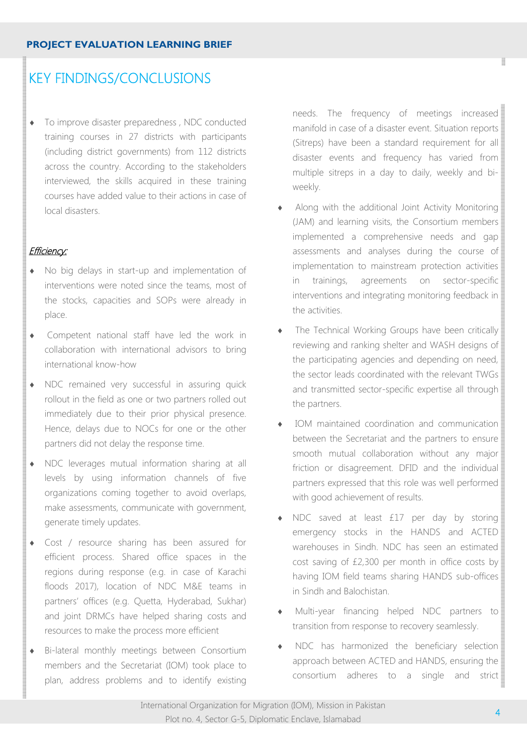## KEY FINDINGS/CONCLUSIONS

- To improve disaster preparedness , NDC conducted training courses in 27 districts with participants (including district governments) from 112 districts across the country. According to the stakeholders interviewed, the skills acquired in these training courses have added value to their actions in case of local disasters.

*Efficiency:*

- No big delays in start-up and implementation of interventions were noted since the teams, most of the stocks, capacities and SOPs were already in place.
- Competent national staff have led the work in collaboration with international advisors to bring international know-how
- NDC remained very successful in assuring quick rollout in the field as one or two partners rolled out immediately due to their prior physical presence. Hence, delays due to NOCs for one or the other partners did not delay the response time.
- NDC leverages mutual information sharing at all levels by using information channels of five organizations coming together to avoid overlaps, make assessments, communicate with government, generate timely updates.
- Cost / resource sharing has been assured for efficient process. Shared office spaces in the regions during response (e.g. in case of Karachi floods 2017), location of NDC M&E teams in partners' offices (e.g. Quetta, Hyderabad, Sukhar) and joint DRMCs have helped sharing costs and resources to make the process more efficient
- Bi-lateral monthly meetings between Consortium members and the Secretariat (IOM) took place to plan, address problems and to identify existing needs. The frequency of meetings increased manifold in case of a disaster event. Situation reports (Sitreps) have been a standard requirement for all disaster events and frequency has varied from multiple sitreps in a day to daily, weekly and bi-weekly.
- Along with the additional Joint Activity Monitoring (JAM) and learning visits, the Consortium members implemented a comprehensive needs and gap assessments and analyses during the course of implementation to mainstream protection activities in trainings, agreements on sector-specific interventions and integrating monitoring feedback in the activities.
- The Technical Working Groups have been critically reviewing and ranking shelter and WASH designs of the participating agencies and depending on need, the sector leads coordinated with the relevant TWGs and transmitted sector-specific expertise all through the partners.
- IOM maintained coordination and communication between the Secretariat and the partners to ensure smooth mutual collaboration without any major friction or disagreement. DFID and the individual partners expressed that this role was well performed with good achievement of results.
- NDC saved at least £17 per day by storing emergency stocks in the HANDS and ACTED warehouses in Sindh. NDC has seen an estimated cost saving of £2,300 per month in office costs by having IOM field teams sharing HANDS sub-offices in Sindh and Balochistan.
- Multi-year financing helped NDC partners to transition from response to recovery seamlessly.
- NDC has harmonized the beneficiary selection approach between ACTED and HANDS, ensuring the consortium adheres to a single and strict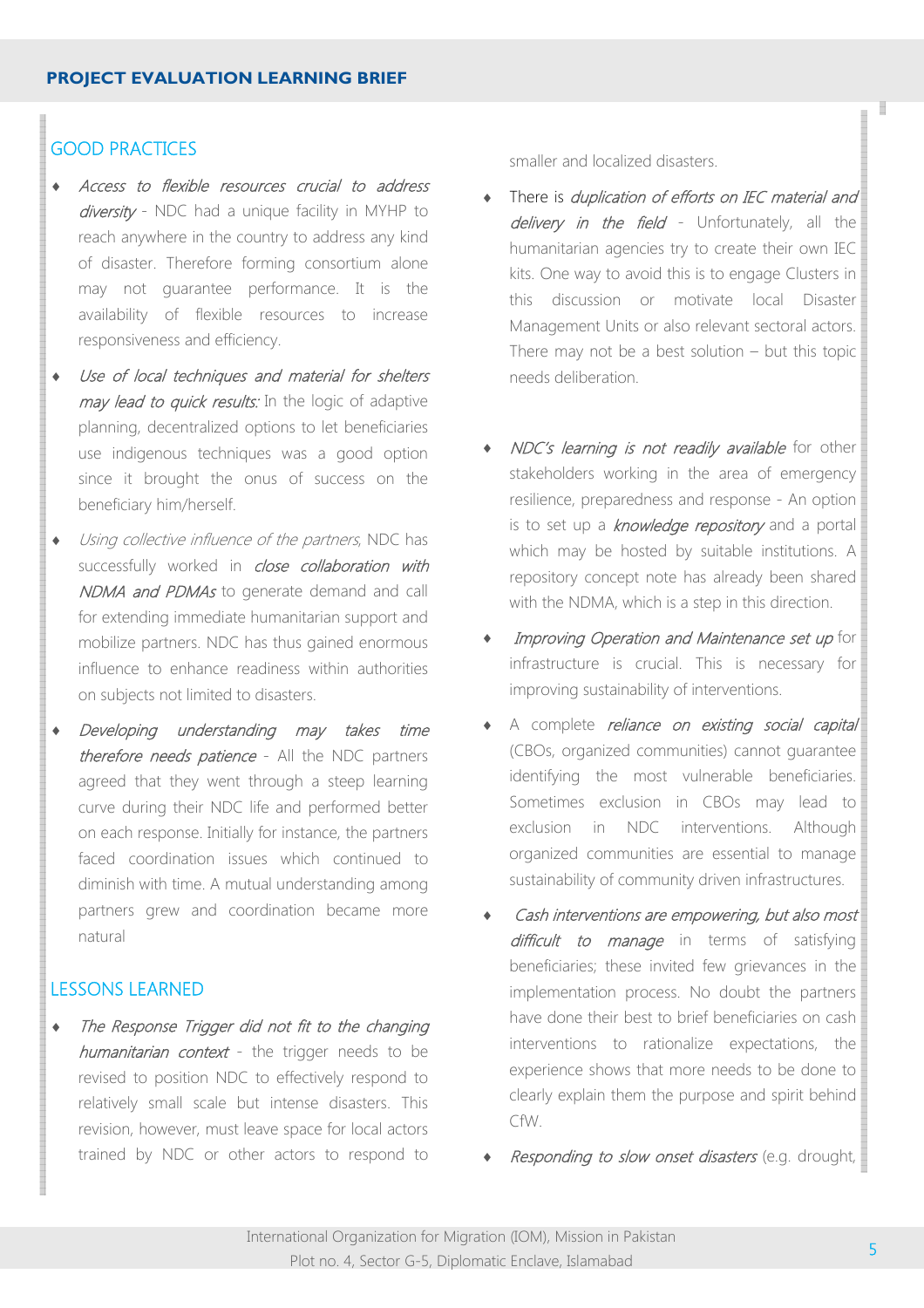## GOOD PRACTICES

- *Access to flexible resources crucial to address diversity* - NDC had a unique facility in MYHP to reach anywhere in the country to address any kind of disaster. Therefore forming consortium alone may not guarantee performance. It is the availability of flexible resources to increase responsiveness and efficiency.
- *Use of local techniques and material for shelters may lead to quick results:* In the logic of adaptive planning, decentralized options to let beneficiaries use indigenous techniques was a good option since it brought the onus of success on the beneficiary him/herself.
- *Using collective influence of the partners*, NDC has successfully worked in *close collaboration with NDMA and PDMAs* to generate demand and call for extending immediate humanitarian support and mobilize partners. NDC has thus gained enormous influence to enhance readiness within authorities on subjects not limited to disasters.
- *Developing understanding may takes time therefore needs patience* - All the NDC partners agreed that they went through a steep learning curve during their NDC life and performed better on each response. Initially for instance, the partners faced coordination issues which continued to diminish with time. A mutual understanding among partners grew and coordination became more natural

## LESSONS LEARNED

- *The Response Trigger did not fit to the changing humanitarian context* - the trigger needs to be revised to position NDC to effectively respond to relatively small scale but intense disasters. This revision, however, must leave space for local actors trained by NDC or other actors to respond to smaller and localized disasters.
- There is *duplication of efforts on IEC material and delivery in the field* - Unfortunately, all the humanitarian agencies try to create their own IEC kits. One way to avoid this is to engage Clusters in this discussion or motivate local Disaster Management Units or also relevant sectoral actors. There may not be a best solution – but this topic needs deliberation.
- *NDC's learning is not readily available* for other stakeholders working in the area of emergency resilience, preparedness and response - An option is to set up a *knowledge repository* and a portal which may be hosted by suitable institutions. A repository concept note has already been shared with the NDMA, which is a step in this direction.
- *Improving Operation and Maintenance set up* for infrastructure is crucial. This is necessary for improving sustainability of interventions.
- A complete *reliance on existing social capital* (CBOs, organized communities) cannot guarantee identifying the most vulnerable beneficiaries. Sometimes exclusion in CBOs may lead to exclusion in NDC interventions. Although organized communities are essential to manage sustainability of community driven infrastructures.
- *Cash interventions are empowering, but also most difficult to manage* in terms of satisfying beneficiaries; these invited few grievances in the implementation process. No doubt the partners have done their best to brief beneficiaries on cash interventions to rationalize expectations, the experience shows that more needs to be done to clearly explain them the purpose and spirit behind CfW.
- *Responding to slow onset disasters* (e.g. drought,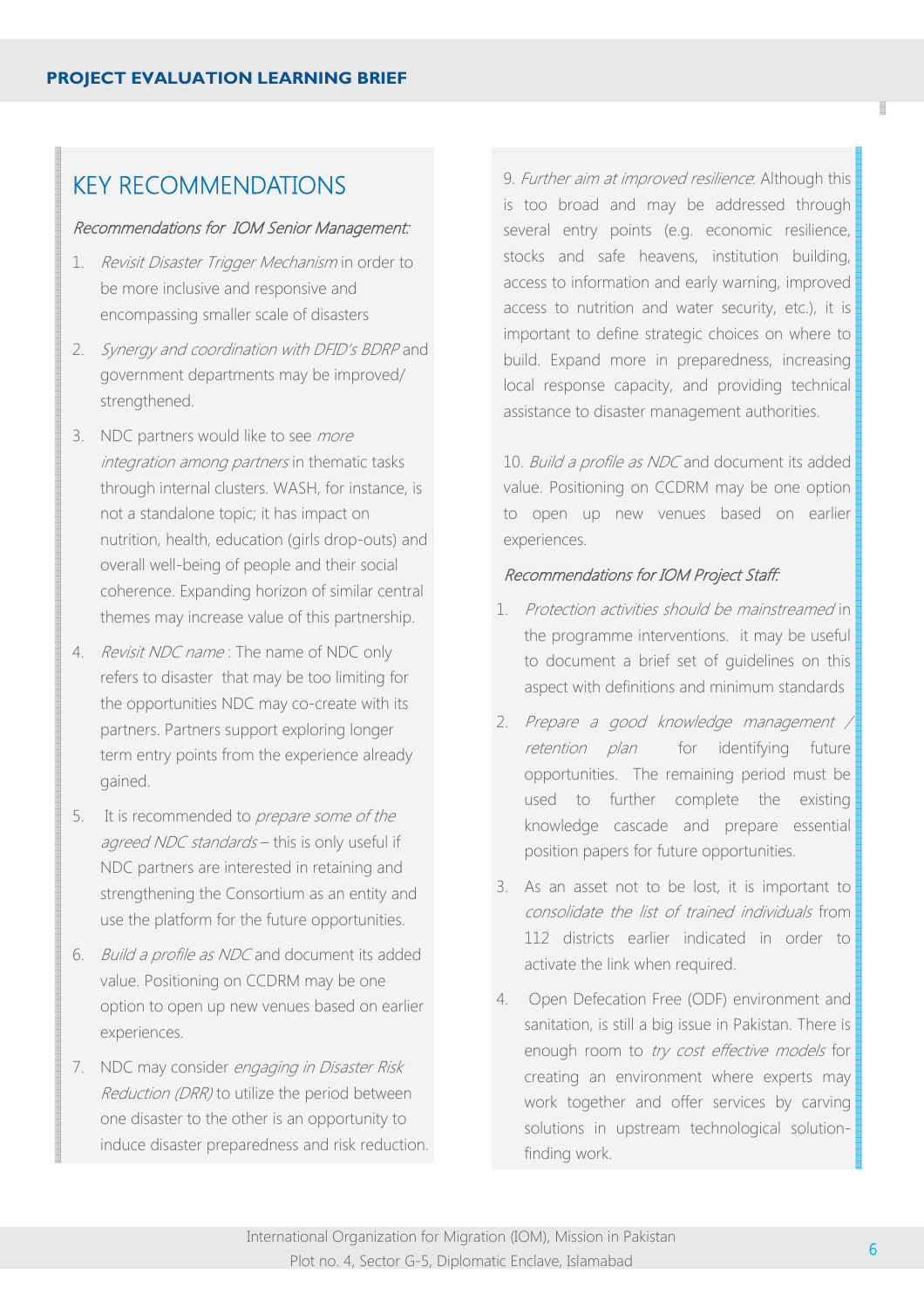## KEY RECOMMENDATIONS

*Recommendations for IOM Senior Management:*

1. *Revisit Disaster Trigger Mechanism* in order to be more inclusive and responsive and encompassing smaller scale of disasters
2. *Synergy and coordination with DFID's BDRP* and government departments may be improved/ strengthened.
3. NDC partners would like to see *more integration among partners* in thematic tasks through internal clusters. WASH, for instance, is not a standalone topic; it has impact on nutrition, health, education (girls drop-outs) and overall well-being of people and their social coherence. Expanding horizon of similar central themes may increase value of this partnership.
4. *Revisit NDC name* : The name of NDC only refers to disaster that may be too limiting for the opportunities NDC may co-create with its partners. Partners support exploring longer term entry points from the experience already gained.
5. It is recommended to *prepare some of the agreed NDC standards* – this is only useful if NDC partners are interested in retaining and strengthening the Consortium as an entity and use the platform for the future opportunities.
6. *Build a profile as NDC* and document its added value. Positioning on CCDRM may be one option to open up new venues based on earlier experiences.
7. NDC may consider *engaging in Disaster Risk Reduction (DRR)* to utilize the period between one disaster to the other is an opportunity to induce disaster preparedness and risk reduction.
8. *Further aim at improved resilience*: Although this is too broad and may be addressed through several entry points (e.g. economic resilience, stocks and safe heavens, institution building, access to information and early warning, improved access to nutrition and water security, etc.), it is important to define strategic choices on where to build. Expand more in preparedness, increasing local response capacity, and providing technical assistance to disaster management authorities.
9. *Build a profile as NDC* and document its added value. Positioning on CCDRM may be one option to open up new venues based on earlier experiences.

*Recommendations for IOM Project Staff:*

1. *Protection activities should be mainstreamed* in the programme interventions. it may be useful to document a brief set of guidelines on this aspect with definitions and minimum standards
2. *Prepare a good knowledge management / retention plan* for identifying future opportunities. The remaining period must be used to further complete the existing knowledge cascade and prepare essential position papers for future opportunities.
3. As an asset not to be lost, it is important to *consolidate the list of trained individuals* from 112 districts earlier indicated in order to activate the link when required.
4. Open Defecation Free (ODF) environment and sanitation, is still a big issue in Pakistan. There is enough room to *try cost effective models* for creating an environment where experts may work together and offer services by carving solutions in upstream technological solution-finding work.